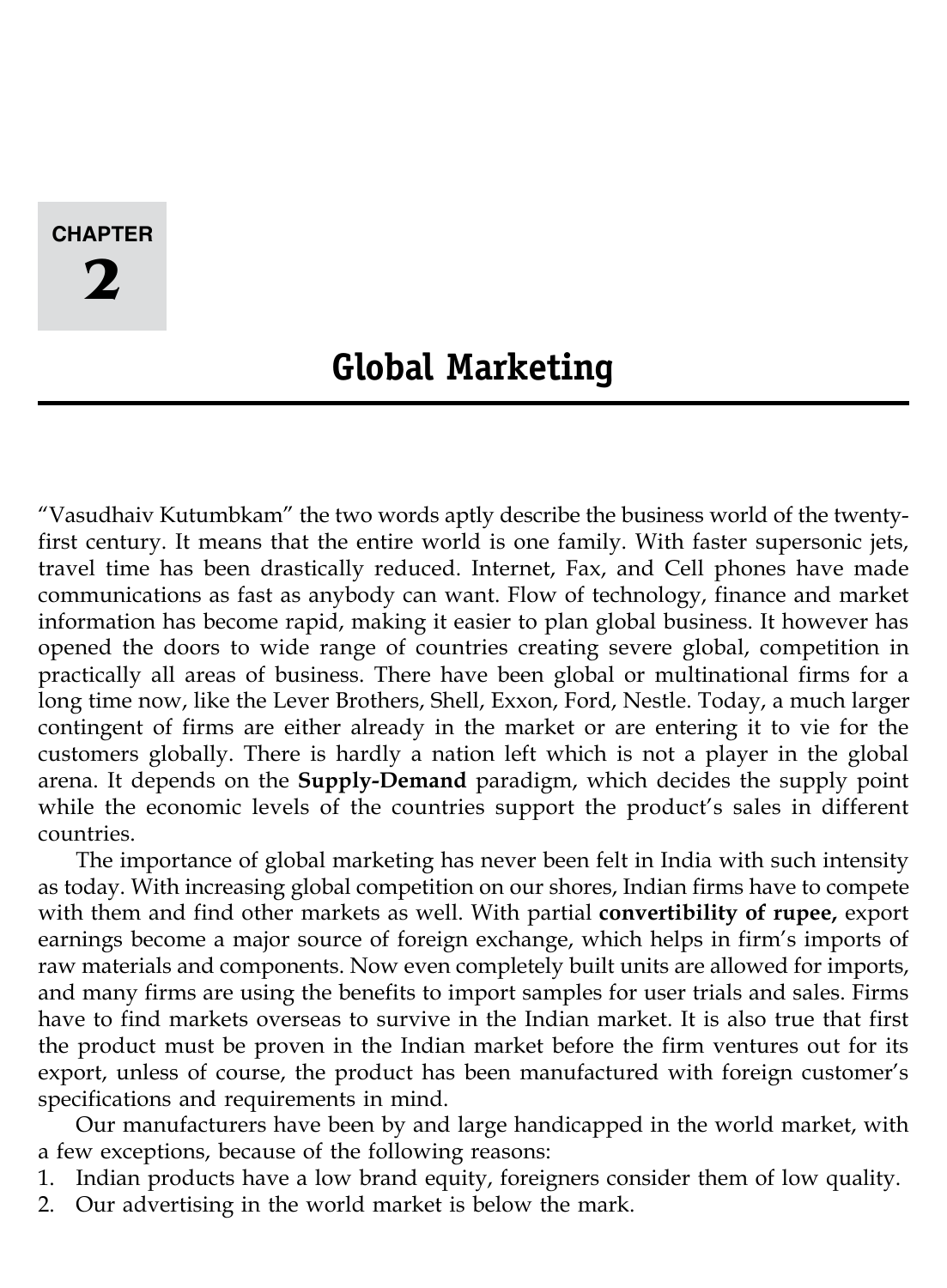# CHAPTER 2

# Global Marketing

"Vasudhaiv Kutumbkam" the two words aptly describe the business world of the twenty-first century. It means that the entire world is one family. With faster supersonic jets, travel time has been drastically reduced. Internet, Fax, and Cell phones have made communications as fast as anybody can want. Flow of technology, finance and market information has become rapid, making it easier to plan global business. It however has opened the doors to wide range of countries creating severe global, competition in practically all areas of business. There have been global or multinational firms for a long time now, like the Lever Brothers, Shell, Exxon, Ford, Nestle. Today, a much larger contingent of firms are either already in the market or are entering it to vie for the customers globally. There is hardly a nation left which is not a player in the global arena. It depends on the **Supply-Demand** paradigm, which decides the supply point while the economic levels of the countries support the product's sales in different countries.

The importance of global marketing has never been felt in India with such intensity as today. With increasing global competition on our shores, Indian firms have to compete with them and find other markets as well. With partial **convertibility of rupee,** export earnings become a major source of foreign exchange, which helps in firm's imports of raw materials and components. Now even completely built units are allowed for imports, and many firms are using the benefits to import samples for user trials and sales. Firms have to find markets overseas to survive in the Indian market. It is also true that first the product must be proven in the Indian market before the firm ventures out for its export, unless of course, the product has been manufactured with foreign customer's specifications and requirements in mind.

Our manufacturers have been by and large handicapped in the world market, with a few exceptions, because of the following reasons:

1. Indian products have a low brand equity, foreigners consider them of low quality.
2. Our advertising in the world market is below the mark.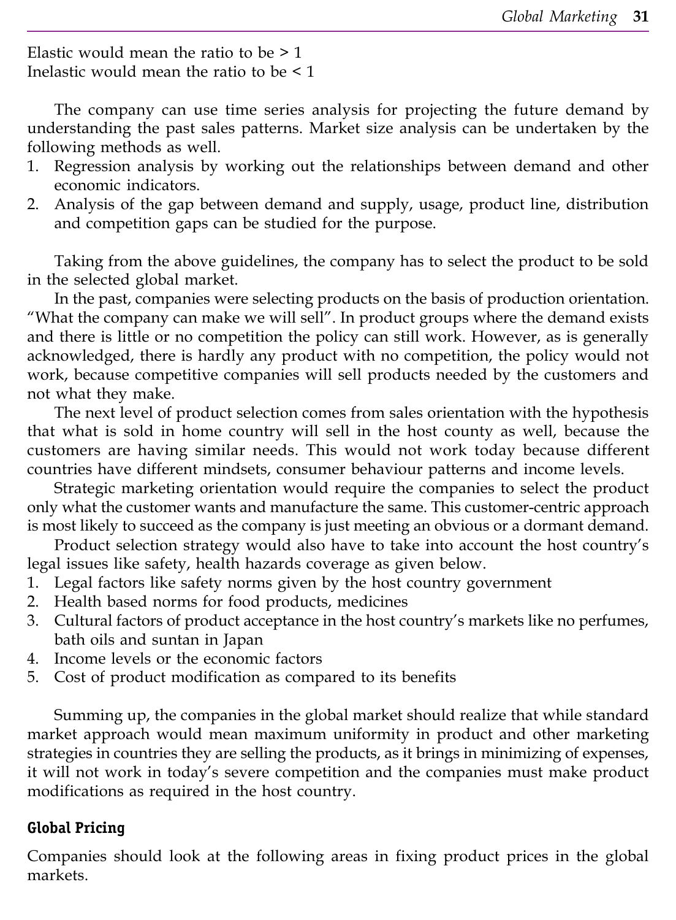Elastic would mean the ratio to be > 1
Inelastic would mean the ratio to be < 1

The company can use time series analysis for projecting the future demand by understanding the past sales patterns. Market size analysis can be undertaken by the following methods as well.

1. Regression analysis by working out the relationships between demand and other economic indicators.
2. Analysis of the gap between demand and supply, usage, product line, distribution and competition gaps can be studied for the purpose.

Taking from the above guidelines, the company has to select the product to be sold in the selected global market.

In the past, companies were selecting products on the basis of production orientation. "What the company can make we will sell". In product groups where the demand exists and there is little or no competition the policy can still work. However, as is generally acknowledged, there is hardly any product with no competition, the policy would not work, because competitive companies will sell products needed by the customers and not what they make.

The next level of product selection comes from sales orientation with the hypothesis that what is sold in home country will sell in the host county as well, because the customers are having similar needs. This would not work today because different countries have different mindsets, consumer behaviour patterns and income levels.

Strategic marketing orientation would require the companies to select the product only what the customer wants and manufacture the same. This customer-centric approach is most likely to succeed as the company is just meeting an obvious or a dormant demand.

Product selection strategy would also have to take into account the host country's legal issues like safety, health hazards coverage as given below.

1. Legal factors like safety norms given by the host country government
2. Health based norms for food products, medicines
3. Cultural factors of product acceptance in the host country's markets like no perfumes, bath oils and suntan in Japan
4. Income levels or the economic factors
5. Cost of product modification as compared to its benefits

Summing up, the companies in the global market should realize that while standard market approach would mean maximum uniformity in product and other marketing strategies in countries they are selling the products, as it brings in minimizing of expenses, it will not work in today's severe competition and the companies must make product modifications as required in the host country.

## Global Pricing

Companies should look at the following areas in fixing product prices in the global markets.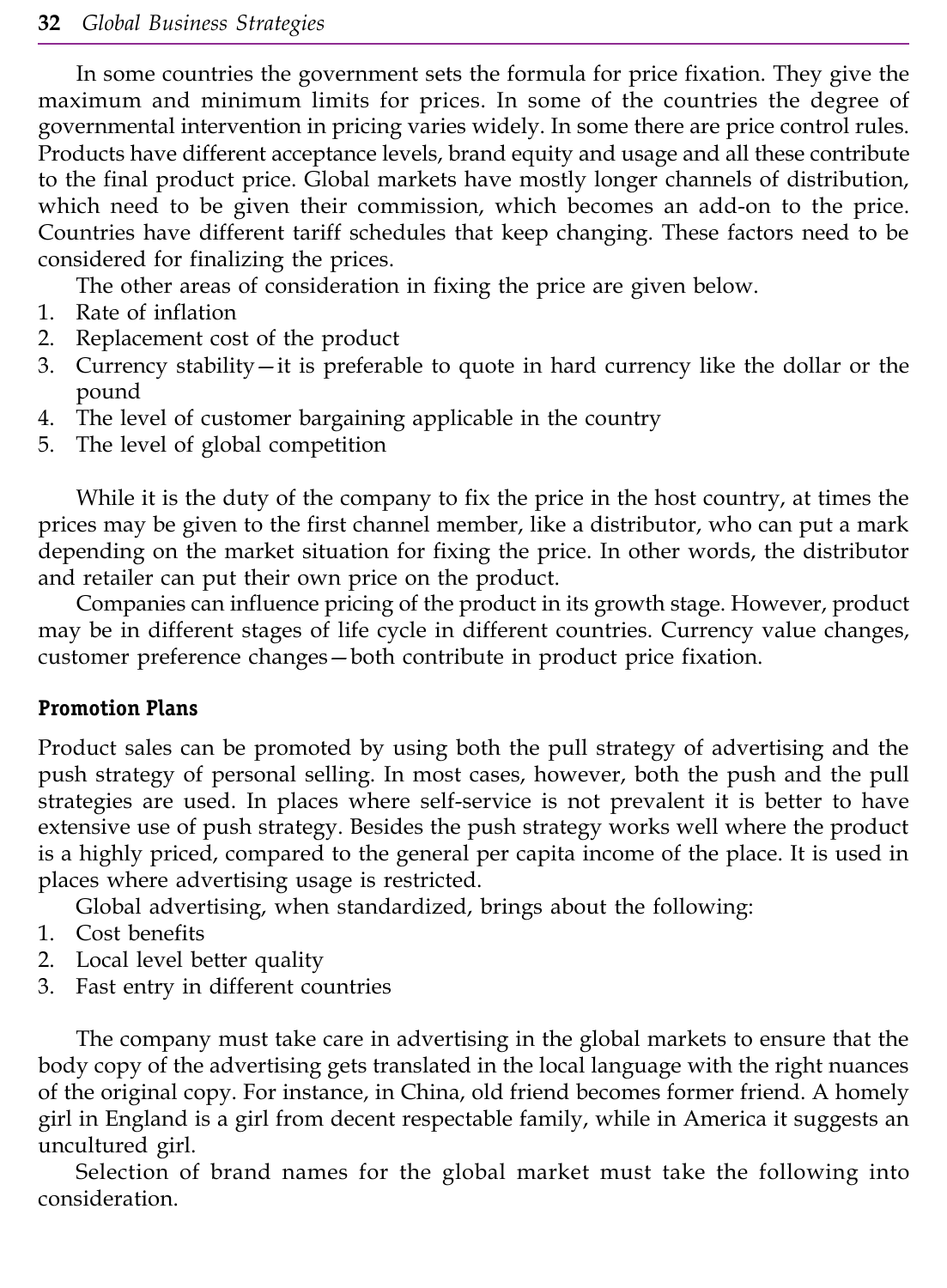In some countries the government sets the formula for price fixation. They give the maximum and minimum limits for prices. In some of the countries the degree of governmental intervention in pricing varies widely. In some there are price control rules. Products have different acceptance levels, brand equity and usage and all these contribute to the final product price. Global markets have mostly longer channels of distribution, which need to be given their commission, which becomes an add-on to the price. Countries have different tariff schedules that keep changing. These factors need to be considered for finalizing the prices.

The other areas of consideration in fixing the price are given below.

1. Rate of inflation
2. Replacement cost of the product
3. Currency stability—it is preferable to quote in hard currency like the dollar or the pound
4. The level of customer bargaining applicable in the country
5. The level of global competition

While it is the duty of the company to fix the price in the host country, at times the prices may be given to the first channel member, like a distributor, who can put a mark depending on the market situation for fixing the price. In other words, the distributor and retailer can put their own price on the product.

Companies can influence pricing of the product in its growth stage. However, product may be in different stages of life cycle in different countries. Currency value changes, customer preference changes—both contribute in product price fixation.

### Promotion Plans

Product sales can be promoted by using both the pull strategy of advertising and the push strategy of personal selling. In most cases, however, both the push and the pull strategies are used. In places where self-service is not prevalent it is better to have extensive use of push strategy. Besides the push strategy works well where the product is a highly priced, compared to the general per capita income of the place. It is used in places where advertising usage is restricted.

Global advertising, when standardized, brings about the following:

1. Cost benefits
2. Local level better quality
3. Fast entry in different countries

The company must take care in advertising in the global markets to ensure that the body copy of the advertising gets translated in the local language with the right nuances of the original copy. For instance, in China, old friend becomes former friend. A homely girl in England is a girl from decent respectable family, while in America it suggests an uncultured girl.

Selection of brand names for the global market must take the following into consideration.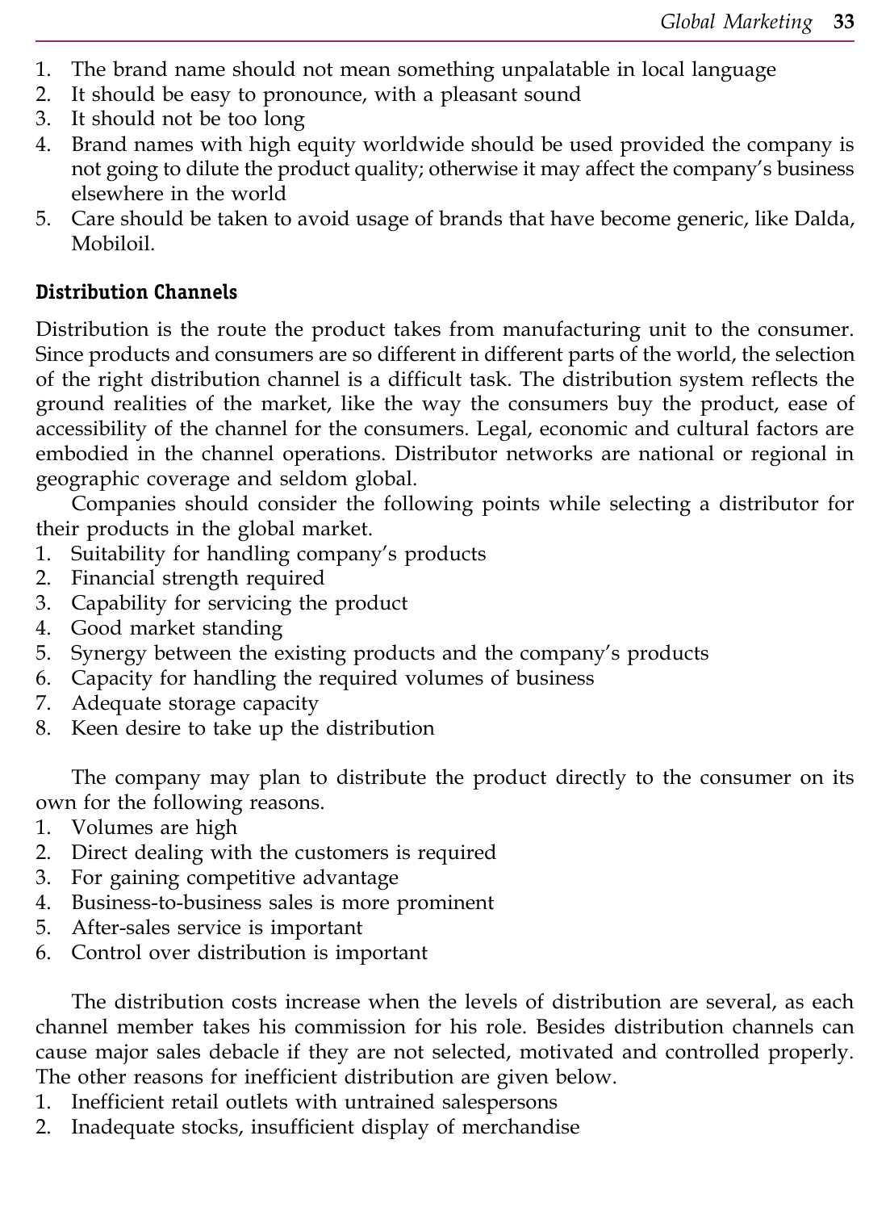1. The brand name should not mean something unpalatable in local language
2. It should be easy to pronounce, with a pleasant sound
3. It should not be too long
4. Brand names with high equity worldwide should be used provided the company is not going to dilute the product quality; otherwise it may affect the company's business elsewhere in the world
5. Care should be taken to avoid usage of brands that have become generic, like Dalda, Mobiloil.

### Distribution Channels

Distribution is the route the product takes from manufacturing unit to the consumer. Since products and consumers are so different in different parts of the world, the selection of the right distribution channel is a difficult task. The distribution system reflects the ground realities of the market, like the way the consumers buy the product, ease of accessibility of the channel for the consumers. Legal, economic and cultural factors are embodied in the channel operations. Distributor networks are national or regional in geographic coverage and seldom global.

Companies should consider the following points while selecting a distributor for their products in the global market.

1. Suitability for handling company's products
2. Financial strength required
3. Capability for servicing the product
4. Good market standing
5. Synergy between the existing products and the company's products
6. Capacity for handling the required volumes of business
7. Adequate storage capacity
8. Keen desire to take up the distribution

The company may plan to distribute the product directly to the consumer on its own for the following reasons.

1. Volumes are high
2. Direct dealing with the customers is required
3. For gaining competitive advantage
4. Business-to-business sales is more prominent
5. After-sales service is important
6. Control over distribution is important

The distribution costs increase when the levels of distribution are several, as each channel member takes his commission for his role. Besides distribution channels can cause major sales debacle if they are not selected, motivated and controlled properly. The other reasons for inefficient distribution are given below.

1. Inefficient retail outlets with untrained salespersons
2. Inadequate stocks, insufficient display of merchandise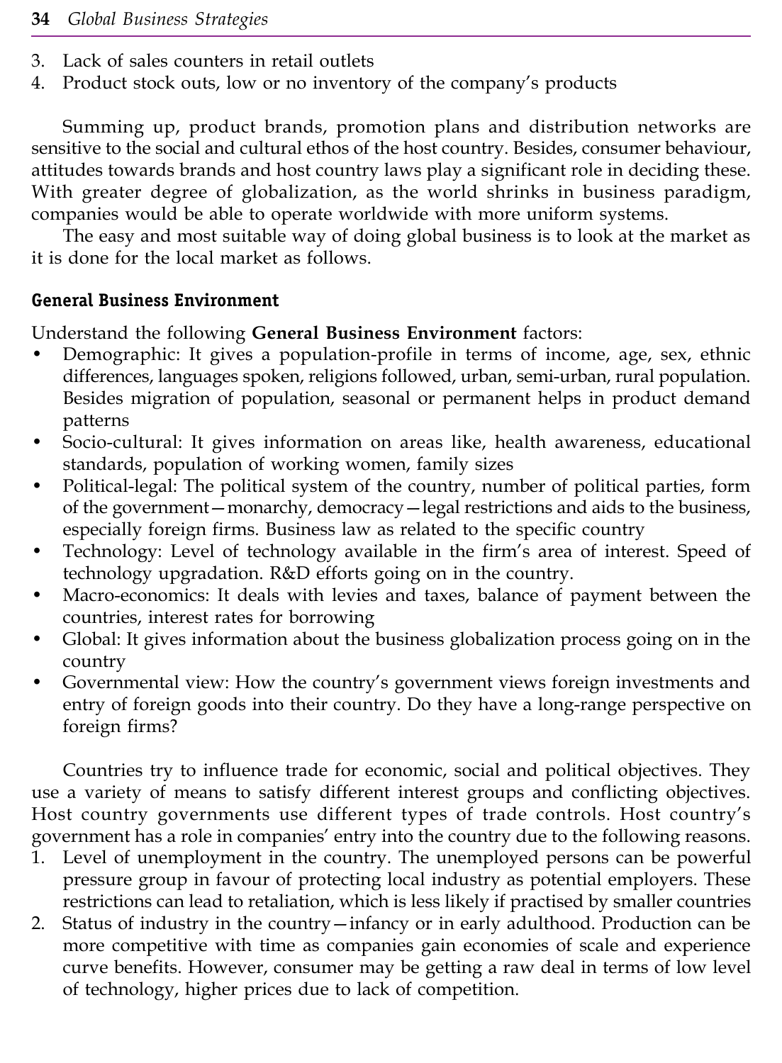3. Lack of sales counters in retail outlets
4. Product stock outs, low or no inventory of the company's products

Summing up, product brands, promotion plans and distribution networks are sensitive to the social and cultural ethos of the host country. Besides, consumer behaviour, attitudes towards brands and host country laws play a significant role in deciding these. With greater degree of globalization, as the world shrinks in business paradigm, companies would be able to operate worldwide with more uniform systems.

The easy and most suitable way of doing global business is to look at the market as it is done for the local market as follows.

### General Business Environment

Understand the following **General Business Environment** factors:

- Demographic: It gives a population-profile in terms of income, age, sex, ethnic differences, languages spoken, religions followed, urban, semi-urban, rural population. Besides migration of population, seasonal or permanent helps in product demand patterns
- Socio-cultural: It gives information on areas like, health awareness, educational standards, population of working women, family sizes
- Political-legal: The political system of the country, number of political parties, form of the government—monarchy, democracy—legal restrictions and aids to the business, especially foreign firms. Business law as related to the specific country
- Technology: Level of technology available in the firm's area of interest. Speed of technology upgradation. R&D efforts going on in the country.
- Macro-economics: It deals with levies and taxes, balance of payment between the countries, interest rates for borrowing
- Global: It gives information about the business globalization process going on in the country
- Governmental view: How the country's government views foreign investments and entry of foreign goods into their country. Do they have a long-range perspective on foreign firms?

Countries try to influence trade for economic, social and political objectives. They use a variety of means to satisfy different interest groups and conflicting objectives. Host country governments use different types of trade controls. Host country's government has a role in companies' entry into the country due to the following reasons.

1. Level of unemployment in the country. The unemployed persons can be powerful pressure group in favour of protecting local industry as potential employers. These restrictions can lead to retaliation, which is less likely if practised by smaller countries
2. Status of industry in the country—infancy or in early adulthood. Production can be more competitive with time as companies gain economies of scale and experience curve benefits. However, consumer may be getting a raw deal in terms of low level of technology, higher prices due to lack of competition.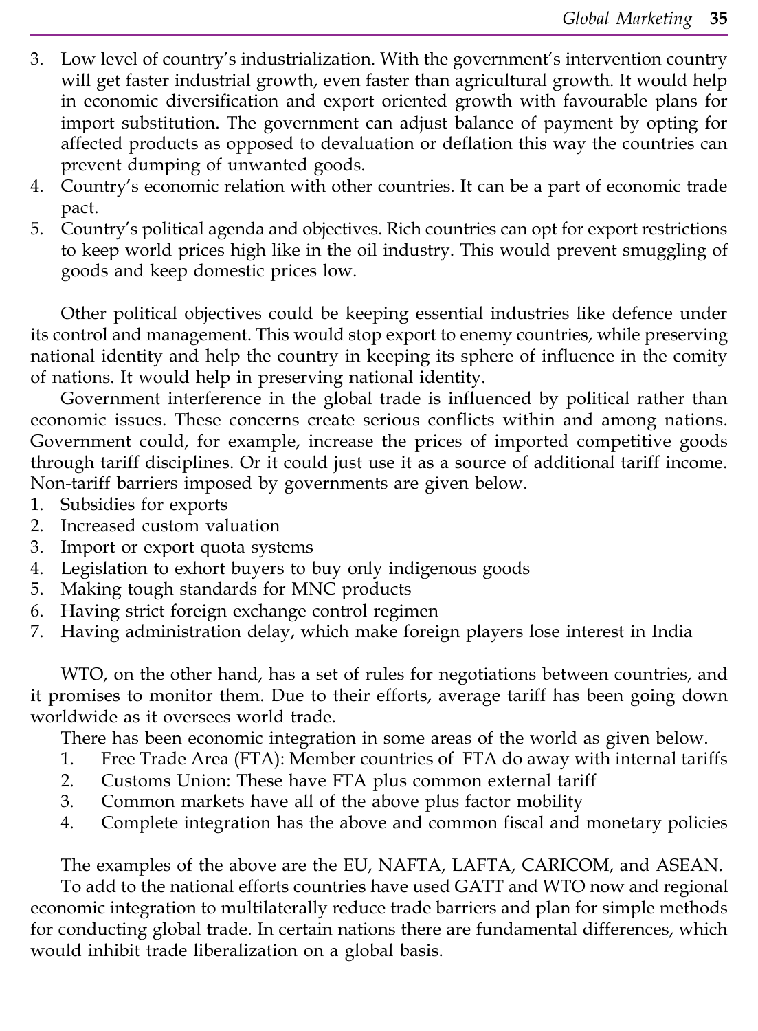3. Low level of country's industrialization. With the government's intervention country will get faster industrial growth, even faster than agricultural growth. It would help in economic diversification and export oriented growth with favourable plans for import substitution. The government can adjust balance of payment by opting for affected products as opposed to devaluation or deflation this way the countries can prevent dumping of unwanted goods.
4. Country's economic relation with other countries. It can be a part of economic trade pact.
5. Country's political agenda and objectives. Rich countries can opt for export restrictions to keep world prices high like in the oil industry. This would prevent smuggling of goods and keep domestic prices low.

Other political objectives could be keeping essential industries like defence under its control and management. This would stop export to enemy countries, while preserving national identity and help the country in keeping its sphere of influence in the comity of nations. It would help in preserving national identity.

Government interference in the global trade is influenced by political rather than economic issues. These concerns create serious conflicts within and among nations. Government could, for example, increase the prices of imported competitive goods through tariff disciplines. Or it could just use it as a source of additional tariff income. Non-tariff barriers imposed by governments are given below.

1. Subsidies for exports
2. Increased custom valuation
3. Import or export quota systems
4. Legislation to exhort buyers to buy only indigenous goods
5. Making tough standards for MNC products
6. Having strict foreign exchange control regimen
7. Having administration delay, which make foreign players lose interest in India

WTO, on the other hand, has a set of rules for negotiations between countries, and it promises to monitor them. Due to their efforts, average tariff has been going down worldwide as it oversees world trade.

There has been economic integration in some areas of the world as given below.

1. Free Trade Area (FTA): Member countries of FTA do away with internal tariffs
2. Customs Union: These have FTA plus common external tariff
3. Common markets have all of the above plus factor mobility
4. Complete integration has the above and common fiscal and monetary policies

The examples of the above are the EU, NAFTA, LAFTA, CARICOM, and ASEAN.

To add to the national efforts countries have used GATT and WTO now and regional economic integration to multilaterally reduce trade barriers and plan for simple methods for conducting global trade. In certain nations there are fundamental differences, which would inhibit trade liberalization on a global basis.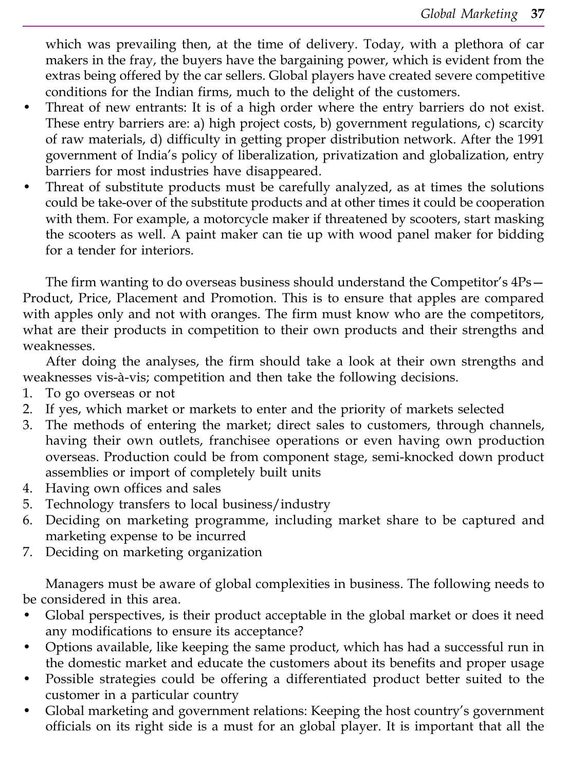which was prevailing then, at the time of delivery. Today, with a plethora of car makers in the fray, the buyers have the bargaining power, which is evident from the extras being offered by the car sellers. Global players have created severe competitive conditions for the Indian firms, much to the delight of the customers.

- Threat of new entrants: It is of a high order where the entry barriers do not exist. These entry barriers are: a) high project costs, b) government regulations, c) scarcity of raw materials, d) difficulty in getting proper distribution network. After the 1991 government of India's policy of liberalization, privatization and globalization, entry barriers for most industries have disappeared.
- Threat of substitute products must be carefully analyzed, as at times the solutions could be take-over of the substitute products and at other times it could be cooperation with them. For example, a motorcycle maker if threatened by scooters, start masking the scooters as well. A paint maker can tie up with wood panel maker for bidding for a tender for interiors.

The firm wanting to do overseas business should understand the Competitor's 4Ps—Product, Price, Placement and Promotion. This is to ensure that apples are compared with apples only and not with oranges. The firm must know who are the competitors, what are their products in competition to their own products and their strengths and weaknesses.

After doing the analyses, the firm should take a look at their own strengths and weaknesses vis-à-vis; competition and then take the following decisions.

1. To go overseas or not
2. If yes, which market or markets to enter and the priority of markets selected
3. The methods of entering the market; direct sales to customers, through channels, having their own outlets, franchisee operations or even having own production overseas. Production could be from component stage, semi-knocked down product assemblies or import of completely built units
4. Having own offices and sales
5. Technology transfers to local business/industry
6. Deciding on marketing programme, including market share to be captured and marketing expense to be incurred
7. Deciding on marketing organization

Managers must be aware of global complexities in business. The following needs to be considered in this area.

- Global perspectives, is their product acceptable in the global market or does it need any modifications to ensure its acceptance?
- Options available, like keeping the same product, which has had a successful run in the domestic market and educate the customers about its benefits and proper usage
- Possible strategies could be offering a differentiated product better suited to the customer in a particular country
- Global marketing and government relations: Keeping the host country's government officials on its right side is a must for an global player. It is important that all the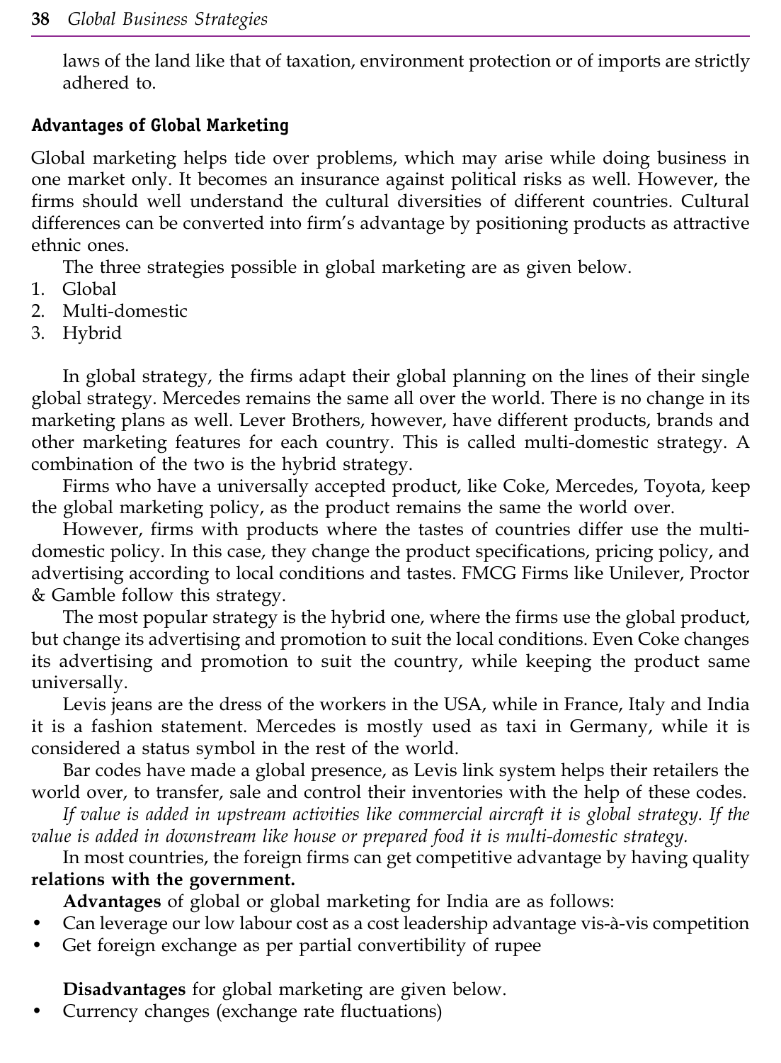laws of the land like that of taxation, environment protection or of imports are strictly adhered to.

### Advantages of Global Marketing

Global marketing helps tide over problems, which may arise while doing business in one market only. It becomes an insurance against political risks as well. However, the firms should well understand the cultural diversities of different countries. Cultural differences can be converted into firm's advantage by positioning products as attractive ethnic ones.

The three strategies possible in global marketing are as given below.

1. Global
2. Multi-domestic
3. Hybrid

In global strategy, the firms adapt their global planning on the lines of their single global strategy. Mercedes remains the same all over the world. There is no change in its marketing plans as well. Lever Brothers, however, have different products, brands and other marketing features for each country. This is called multi-domestic strategy. A combination of the two is the hybrid strategy.

Firms who have a universally accepted product, like Coke, Mercedes, Toyota, keep the global marketing policy, as the product remains the same the world over.

However, firms with products where the tastes of countries differ use the multi-domestic policy. In this case, they change the product specifications, pricing policy, and advertising according to local conditions and tastes. FMCG Firms like Unilever, Proctor & Gamble follow this strategy.

The most popular strategy is the hybrid one, where the firms use the global product, but change its advertising and promotion to suit the local conditions. Even Coke changes its advertising and promotion to suit the country, while keeping the product same universally.

Levis jeans are the dress of the workers in the USA, while in France, Italy and India it is a fashion statement. Mercedes is mostly used as taxi in Germany, while it is considered a status symbol in the rest of the world.

Bar codes have made a global presence, as Levis link system helps their retailers the world over, to transfer, sale and control their inventories with the help of these codes.

*If value is added in upstream activities like commercial aircraft it is global strategy. If the value is added in downstream like house or prepared food it is multi-domestic strategy.*

In most countries, the foreign firms can get competitive advantage by having quality **relations with the government.**

**Advantages** of global or global marketing for India are as follows:

- Can leverage our low labour cost as a cost leadership advantage vis-à-vis competition
- Get foreign exchange as per partial convertibility of rupee

**Disadvantages** for global marketing are given below.

- Currency changes (exchange rate fluctuations)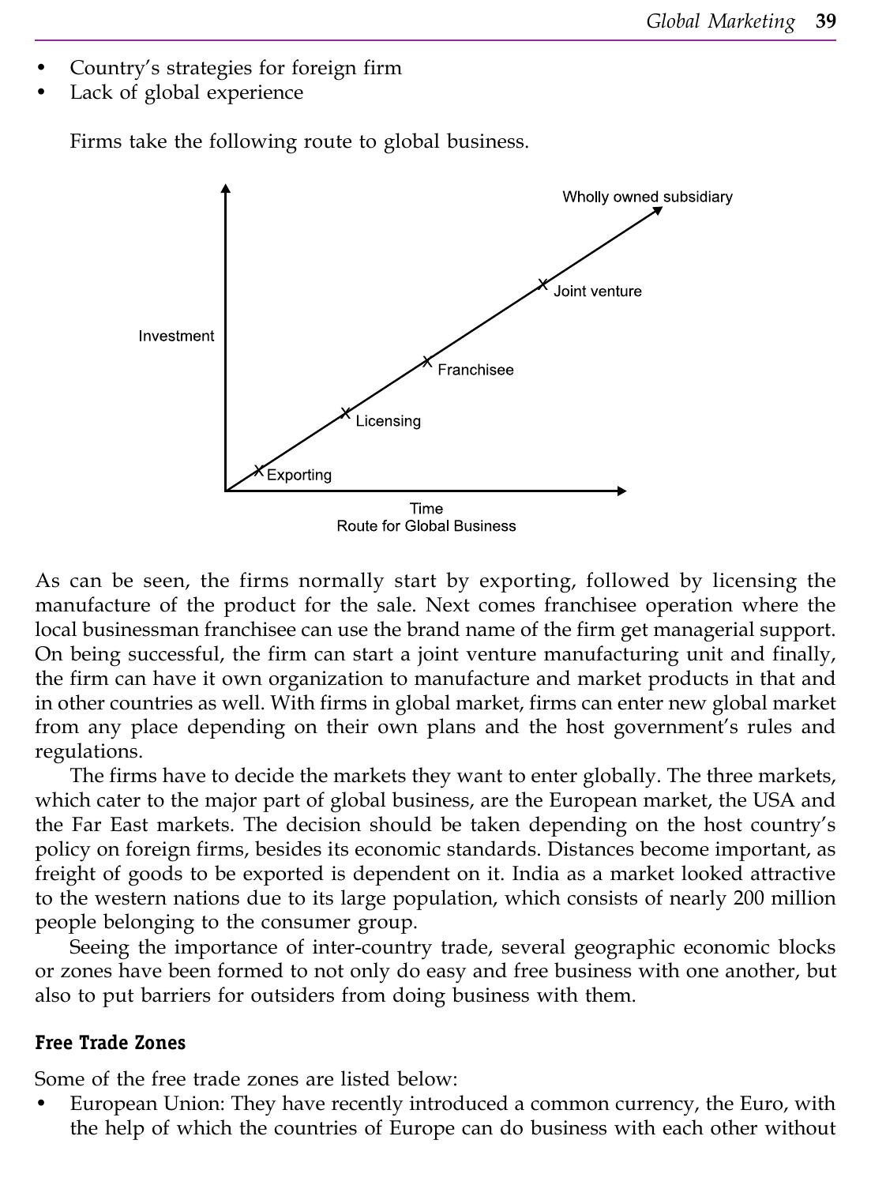- Country's strategies for foreign firm
- Lack of global experience

Firms take the following route to global business.

Route for Global Business

As can be seen, the firms normally start by exporting, followed by licensing the manufacture of the product for the sale. Next comes franchisee operation where the local businessman franchisee can use the brand name of the firm get managerial support. On being successful, the firm can start a joint venture manufacturing unit and finally, the firm can have it own organization to manufacture and market products in that and in other countries as well. With firms in global market, firms can enter new global market from any place depending on their own plans and the host government's rules and regulations.

The firms have to decide the markets they want to enter globally. The three markets, which cater to the major part of global business, are the European market, the USA and the Far East markets. The decision should be taken depending on the host country's policy on foreign firms, besides its economic standards. Distances become important, as freight of goods to be exported is dependent on it. India as a market looked attractive to the western nations due to its large population, which consists of nearly 200 million people belonging to the consumer group.

Seeing the importance of inter-country trade, several geographic economic blocks or zones have been formed to not only do easy and free business with one another, but also to put barriers for outsiders from doing business with them.

### Free Trade Zones

Some of the free trade zones are listed below:

- European Union: They have recently introduced a common currency, the Euro, with the help of which the countries of Europe can do business with each other without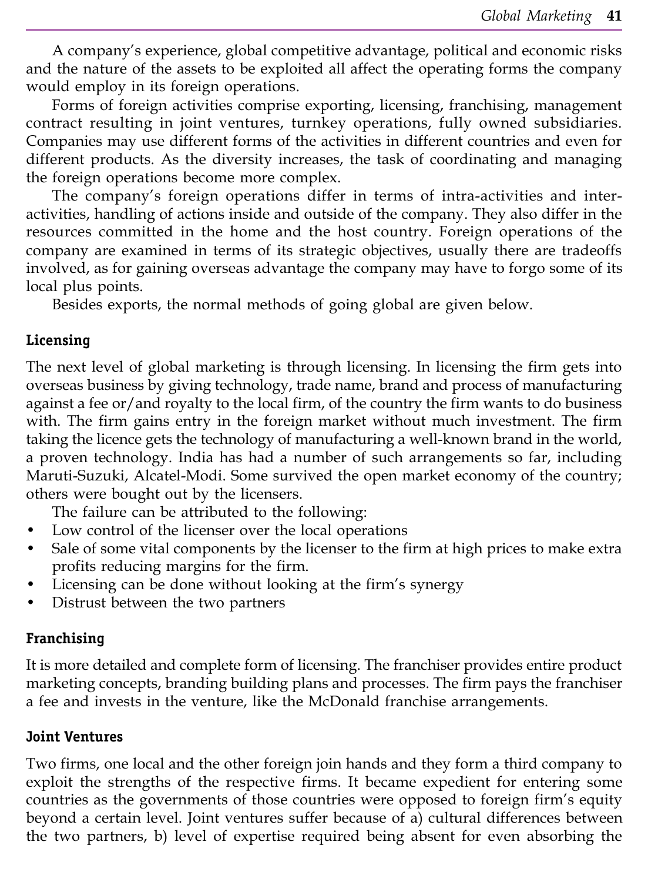A company's experience, global competitive advantage, political and economic risks and the nature of the assets to be exploited all affect the operating forms the company would employ in its foreign operations.

Forms of foreign activities comprise exporting, licensing, franchising, management contract resulting in joint ventures, turnkey operations, fully owned subsidiaries. Companies may use different forms of the activities in different countries and even for different products. As the diversity increases, the task of coordinating and managing the foreign operations become more complex.

The company's foreign operations differ in terms of intra-activities and inter-activities, handling of actions inside and outside of the company. They also differ in the resources committed in the home and the host country. Foreign operations of the company are examined in terms of its strategic objectives, usually there are tradeoffs involved, as for gaining overseas advantage the company may have to forgo some of its local plus points.

Besides exports, the normal methods of going global are given below.

### Licensing

The next level of global marketing is through licensing. In licensing the firm gets into overseas business by giving technology, trade name, brand and process of manufacturing against a fee or/and royalty to the local firm, of the country the firm wants to do business with. The firm gains entry in the foreign market without much investment. The firm taking the licence gets the technology of manufacturing a well-known brand in the world, a proven technology. India has had a number of such arrangements so far, including Maruti-Suzuki, Alcatel-Modi. Some survived the open market economy of the country; others were bought out by the licensers.

The failure can be attributed to the following:

- Low control of the licenser over the local operations
- Sale of some vital components by the licenser to the firm at high prices to make extra profits reducing margins for the firm.
- Licensing can be done without looking at the firm's synergy
- Distrust between the two partners

### Franchising

It is more detailed and complete form of licensing. The franchiser provides entire product marketing concepts, branding building plans and processes. The firm pays the franchiser a fee and invests in the venture, like the McDonald franchise arrangements.

### Joint Ventures

Two firms, one local and the other foreign join hands and they form a third company to exploit the strengths of the respective firms. It became expedient for entering some countries as the governments of those countries were opposed to foreign firm's equity beyond a certain level. Joint ventures suffer because of a) cultural differences between the two partners, b) level of expertise required being absent for even absorbing the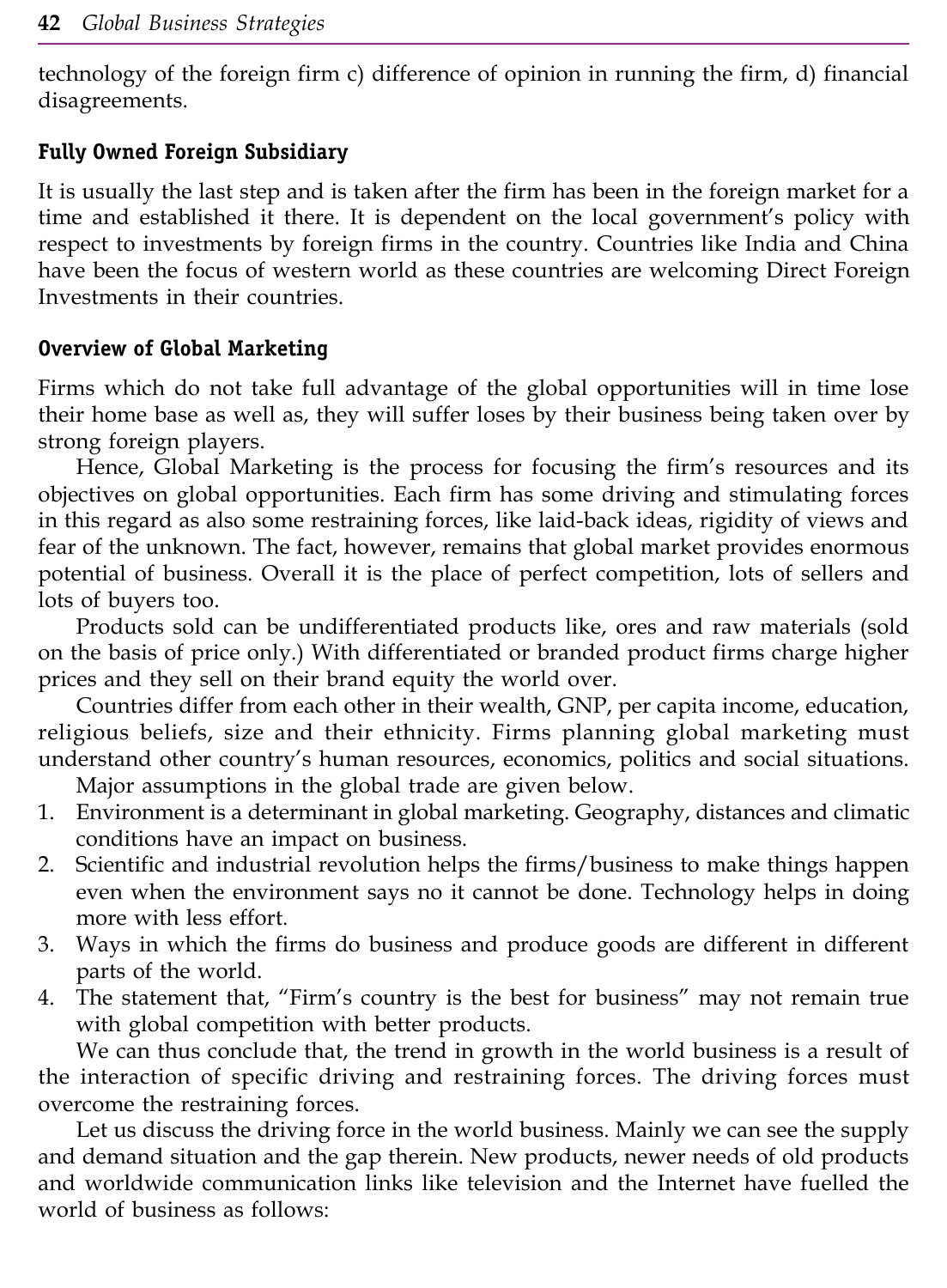technology of the foreign firm c) difference of opinion in running the firm, d) financial disagreements.

### Fully Owned Foreign Subsidiary

It is usually the last step and is taken after the firm has been in the foreign market for a time and established it there. It is dependent on the local government's policy with respect to investments by foreign firms in the country. Countries like India and China have been the focus of western world as these countries are welcoming Direct Foreign Investments in their countries.

### Overview of Global Marketing

Firms which do not take full advantage of the global opportunities will in time lose their home base as well as, they will suffer loses by their business being taken over by strong foreign players.

Hence, Global Marketing is the process for focusing the firm's resources and its objectives on global opportunities. Each firm has some driving and stimulating forces in this regard as also some restraining forces, like laid-back ideas, rigidity of views and fear of the unknown. The fact, however, remains that global market provides enormous potential of business. Overall it is the place of perfect competition, lots of sellers and lots of buyers too.

Products sold can be undifferentiated products like, ores and raw materials (sold on the basis of price only.) With differentiated or branded product firms charge higher prices and they sell on their brand equity the world over.

Countries differ from each other in their wealth, GNP, per capita income, education, religious beliefs, size and their ethnicity. Firms planning global marketing must understand other country's human resources, economics, politics and social situations.

Major assumptions in the global trade are given below.

1. Environment is a determinant in global marketing. Geography, distances and climatic conditions have an impact on business.
2. Scientific and industrial revolution helps the firms/business to make things happen even when the environment says no it cannot be done. Technology helps in doing more with less effort.
3. Ways in which the firms do business and produce goods are different in different parts of the world.
4. The statement that, "Firm's country is the best for business" may not remain true with global competition with better products.

We can thus conclude that, the trend in growth in the world business is a result of the interaction of specific driving and restraining forces. The driving forces must overcome the restraining forces.

Let us discuss the driving force in the world business. Mainly we can see the supply and demand situation and the gap therein. New products, newer needs of old products and worldwide communication links like television and the Internet have fuelled the world of business as follows: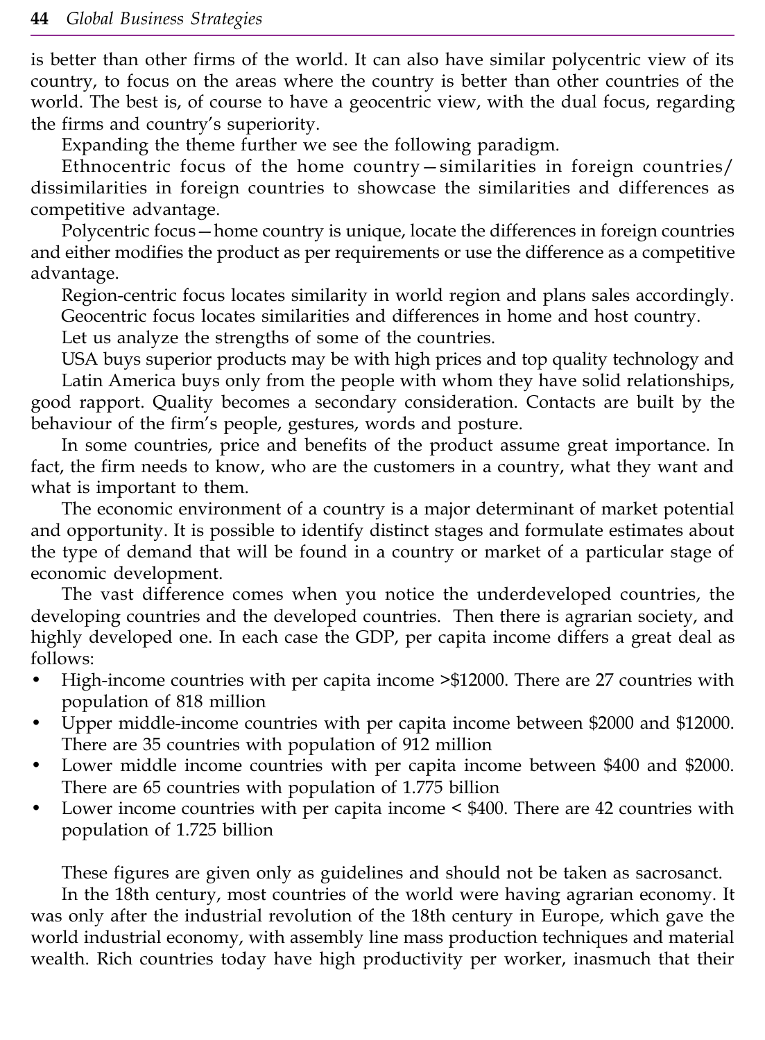is better than other firms of the world. It can also have similar polycentric view of its country, to focus on the areas where the country is better than other countries of the world. The best is, of course to have a geocentric view, with the dual focus, regarding the firms and country's superiority.

Expanding the theme further we see the following paradigm.

Ethnocentric focus of the home country—similarities in foreign countries/ dissimilarities in foreign countries to showcase the similarities and differences as competitive advantage.

Polycentric focus—home country is unique, locate the differences in foreign countries and either modifies the product as per requirements or use the difference as a competitive advantage.

Region-centric focus locates similarity in world region and plans sales accordingly.

Geocentric focus locates similarities and differences in home and host country.

Let us analyze the strengths of some of the countries.

USA buys superior products may be with high prices and top quality technology and

Latin America buys only from the people with whom they have solid relationships, good rapport. Quality becomes a secondary consideration. Contacts are built by the behaviour of the firm's people, gestures, words and posture.

In some countries, price and benefits of the product assume great importance. In fact, the firm needs to know, who are the customers in a country, what they want and what is important to them.

The economic environment of a country is a major determinant of market potential and opportunity. It is possible to identify distinct stages and formulate estimates about the type of demand that will be found in a country or market of a particular stage of economic development.

The vast difference comes when you notice the underdeveloped countries, the developing countries and the developed countries. Then there is agrarian society, and highly developed one. In each case the GDP, per capita income differs a great deal as follows:

- High-income countries with per capita income >$12000. There are 27 countries with population of 818 million
- Upper middle-income countries with per capita income between $2000 and $12000. There are 35 countries with population of 912 million
- Lower middle income countries with per capita income between $400 and $2000. There are 65 countries with population of 1.775 billion
- Lower income countries with per capita income < $400. There are 42 countries with population of 1.725 billion

These figures are given only as guidelines and should not be taken as sacrosanct.

In the 18th century, most countries of the world were having agrarian economy. It was only after the industrial revolution of the 18th century in Europe, which gave the world industrial economy, with assembly line mass production techniques and material wealth. Rich countries today have high productivity per worker, inasmuch that their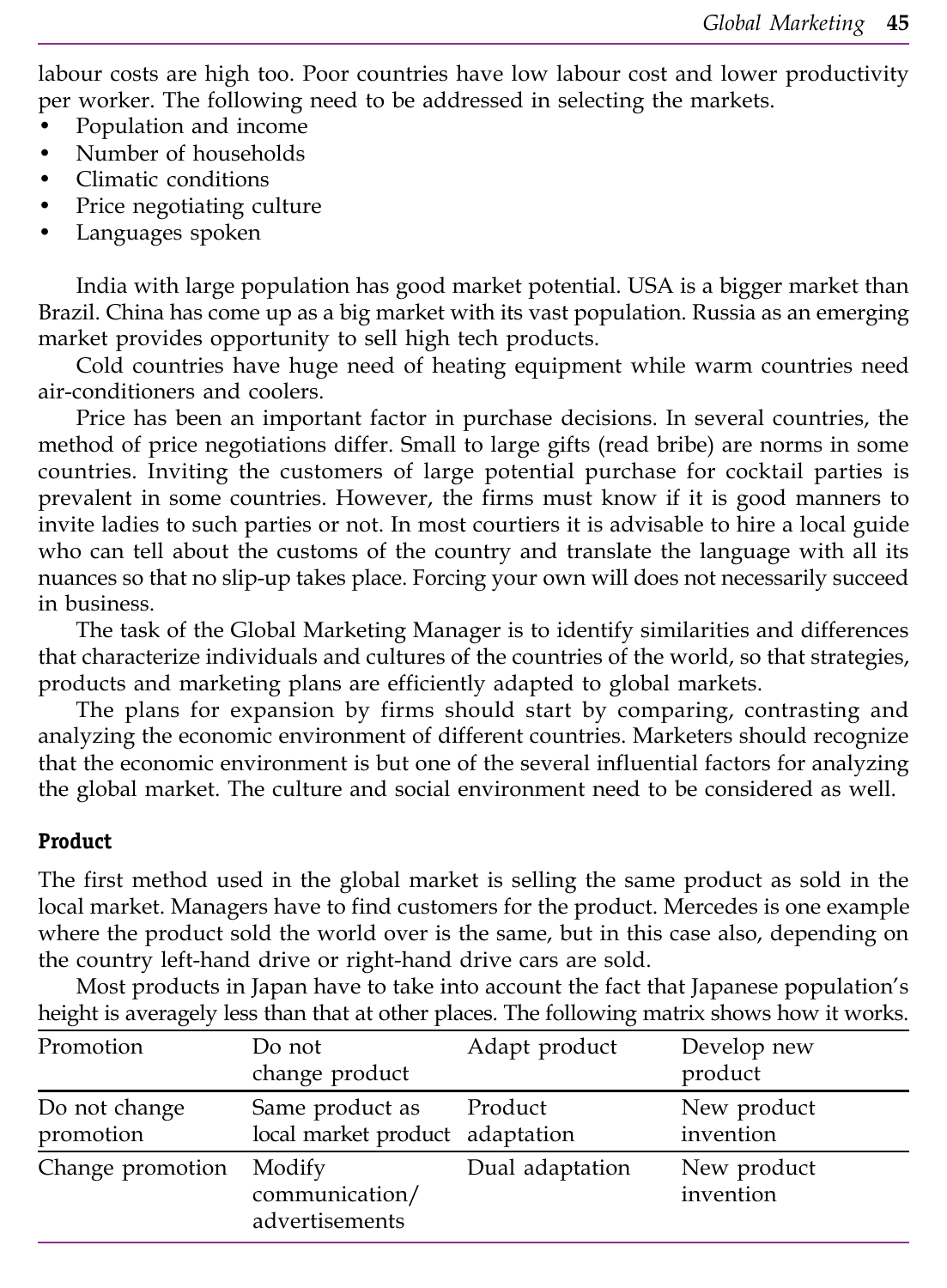labour costs are high too. Poor countries have low labour cost and lower productivity per worker. The following need to be addressed in selecting the markets.

- Population and income
- Number of households
- Climatic conditions
- Price negotiating culture
- Languages spoken

India with large population has good market potential. USA is a bigger market than Brazil. China has come up as a big market with its vast population. Russia as an emerging market provides opportunity to sell high tech products.

Cold countries have huge need of heating equipment while warm countries need air-conditioners and coolers.

Price has been an important factor in purchase decisions. In several countries, the method of price negotiations differ. Small to large gifts (read bribe) are norms in some countries. Inviting the customers of large potential purchase for cocktail parties is prevalent in some countries. However, the firms must know if it is good manners to invite ladies to such parties or not. In most courtiers it is advisable to hire a local guide who can tell about the customs of the country and translate the language with all its nuances so that no slip-up takes place. Forcing your own will does not necessarily succeed in business.

The task of the Global Marketing Manager is to identify similarities and differences that characterize individuals and cultures of the countries of the world, so that strategies, products and marketing plans are efficiently adapted to global markets.

The plans for expansion by firms should start by comparing, contrasting and analyzing the economic environment of different countries. Marketers should recognize that the economic environment is but one of the several influential factors for analyzing the global market. The culture and social environment need to be considered as well.

### Product

The first method used in the global market is selling the same product as sold in the local market. Managers have to find customers for the product. Mercedes is one example where the product sold the world over is the same, but in this case also, depending on the country left-hand drive or right-hand drive cars are sold.

Most products in Japan have to take into account the fact that Japanese population's height is averagely less than that at other places. The following matrix shows how it works.

| Promotion | Do not change product | Adapt product | Develop new product |
|---|---|---|---|
| Do not change promotion | Same product as local market product | Product adaptation | New product invention |
| Change promotion | Modify communication/ advertisements | Dual adaptation | New product invention |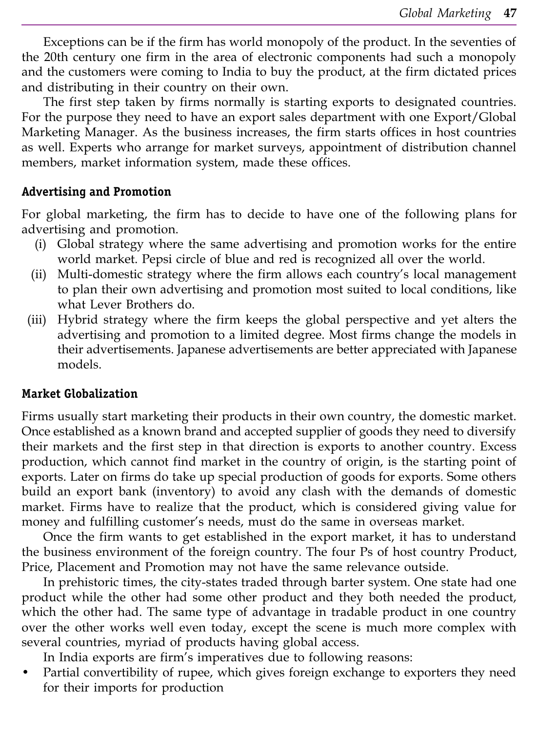Exceptions can be if the firm has world monopoly of the product. In the seventies of the 20th century one firm in the area of electronic components had such a monopoly and the customers were coming to India to buy the product, at the firm dictated prices and distributing in their country on their own.

The first step taken by firms normally is starting exports to designated countries. For the purpose they need to have an export sales department with one Export/Global Marketing Manager. As the business increases, the firm starts offices in host countries as well. Experts who arrange for market surveys, appointment of distribution channel members, market information system, made these offices.

### Advertising and Promotion

For global marketing, the firm has to decide to have one of the following plans for advertising and promotion.

(i) Global strategy where the same advertising and promotion works for the entire world market. Pepsi circle of blue and red is recognized all over the world.

(ii) Multi-domestic strategy where the firm allows each country's local management to plan their own advertising and promotion most suited to local conditions, like what Lever Brothers do.

(iii) Hybrid strategy where the firm keeps the global perspective and yet alters the advertising and promotion to a limited degree. Most firms change the models in their advertisements. Japanese advertisements are better appreciated with Japanese models.

### Market Globalization

Firms usually start marketing their products in their own country, the domestic market. Once established as a known brand and accepted supplier of goods they need to diversify their markets and the first step in that direction is exports to another country. Excess production, which cannot find market in the country of origin, is the starting point of exports. Later on firms do take up special production of goods for exports. Some others build an export bank (inventory) to avoid any clash with the demands of domestic market. Firms have to realize that the product, which is considered giving value for money and fulfilling customer's needs, must do the same in overseas market.

Once the firm wants to get established in the export market, it has to understand the business environment of the foreign country. The four Ps of host country Product, Price, Placement and Promotion may not have the same relevance outside.

In prehistoric times, the city-states traded through barter system. One state had one product while the other had some other product and they both needed the product, which the other had. The same type of advantage in tradable product in one country over the other works well even today, except the scene is much more complex with several countries, myriad of products having global access.

In India exports are firm's imperatives due to following reasons:

- Partial convertibility of rupee, which gives foreign exchange to exporters they need for their imports for production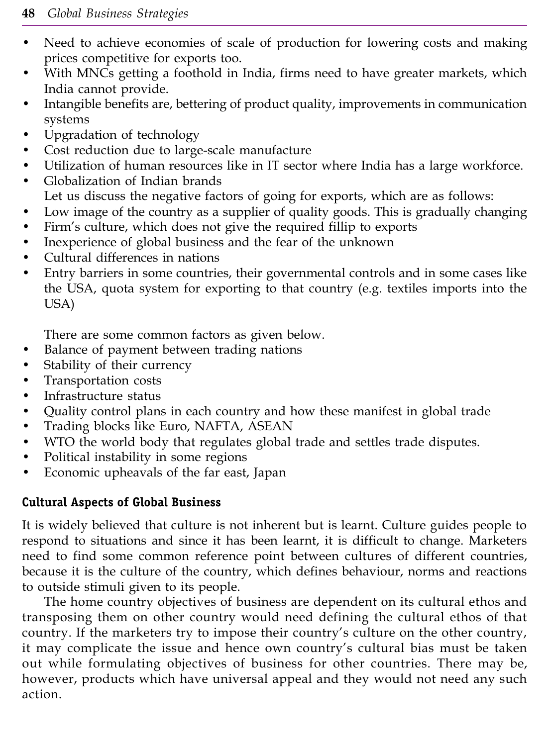- Need to achieve economies of scale of production for lowering costs and making prices competitive for exports too.
- With MNCs getting a foothold in India, firms need to have greater markets, which India cannot provide.
- Intangible benefits are, bettering of product quality, improvements in communication systems
- Upgradation of technology
- Cost reduction due to large-scale manufacture
- Utilization of human resources like in IT sector where India has a large workforce.
- Globalization of Indian brands

Let us discuss the negative factors of going for exports, which are as follows:

- Low image of the country as a supplier of quality goods. This is gradually changing
- Firm's culture, which does not give the required fillip to exports
- Inexperience of global business and the fear of the unknown
- Cultural differences in nations
- Entry barriers in some countries, their governmental controls and in some cases like the USA, quota system for exporting to that country (e.g. textiles imports into the USA)

There are some common factors as given below.

- Balance of payment between trading nations
- Stability of their currency
- Transportation costs
- Infrastructure status
- Quality control plans in each country and how these manifest in global trade
- Trading blocks like Euro, NAFTA, ASEAN
- WTO the world body that regulates global trade and settles trade disputes.
- Political instability in some regions
- Economic upheavals of the far east, Japan

## Cultural Aspects of Global Business

It is widely believed that culture is not inherent but is learnt. Culture guides people to respond to situations and since it has been learnt, it is difficult to change. Marketers need to find some common reference point between cultures of different countries, because it is the culture of the country, which defines behaviour, norms and reactions to outside stimuli given to its people.

The home country objectives of business are dependent on its cultural ethos and transposing them on other country would need defining the cultural ethos of that country. If the marketers try to impose their country's culture on the other country, it may complicate the issue and hence own country's cultural bias must be taken out while formulating objectives of business for other countries. There may be, however, products which have universal appeal and they would not need any such action.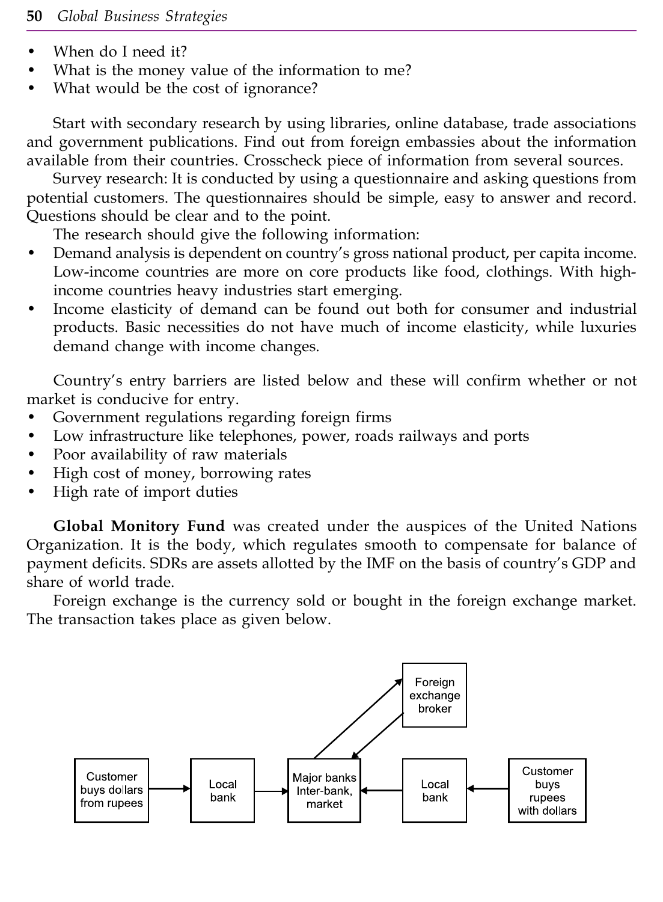- When do I need it?
- What is the money value of the information to me?
- What would be the cost of ignorance?

Start with secondary research by using libraries, online database, trade associations and government publications. Find out from foreign embassies about the information available from their countries. Crosscheck piece of information from several sources.

Survey research: It is conducted by using a questionnaire and asking questions from potential customers. The questionnaires should be simple, easy to answer and record. Questions should be clear and to the point.

The research should give the following information:

- Demand analysis is dependent on country's gross national product, per capita income. Low-income countries are more on core products like food, clothings. With high-income countries heavy industries start emerging.
- Income elasticity of demand can be found out both for consumer and industrial products. Basic necessities do not have much of income elasticity, while luxuries demand change with income changes.

Country's entry barriers are listed below and these will confirm whether or not market is conducive for entry.

- Government regulations regarding foreign firms
- Low infrastructure like telephones, power, roads railways and ports
- Poor availability of raw materials
- High cost of money, borrowing rates
- High rate of import duties

**Global Monitory Fund** was created under the auspices of the United Nations Organization. It is the body, which regulates smooth to compensate for balance of payment deficits. SDRs are assets allotted by the IMF on the basis of country's GDP and share of world trade.

Foreign exchange is the currency sold or bought in the foreign exchange market. The transaction takes place as given below.

Customer buys dollars from rupees → Local bank → Major banks Inter-bank, market ← Local bank ← Customer buys rupees with dollars

Major banks Inter-bank, market ⇄ Foreign exchange broker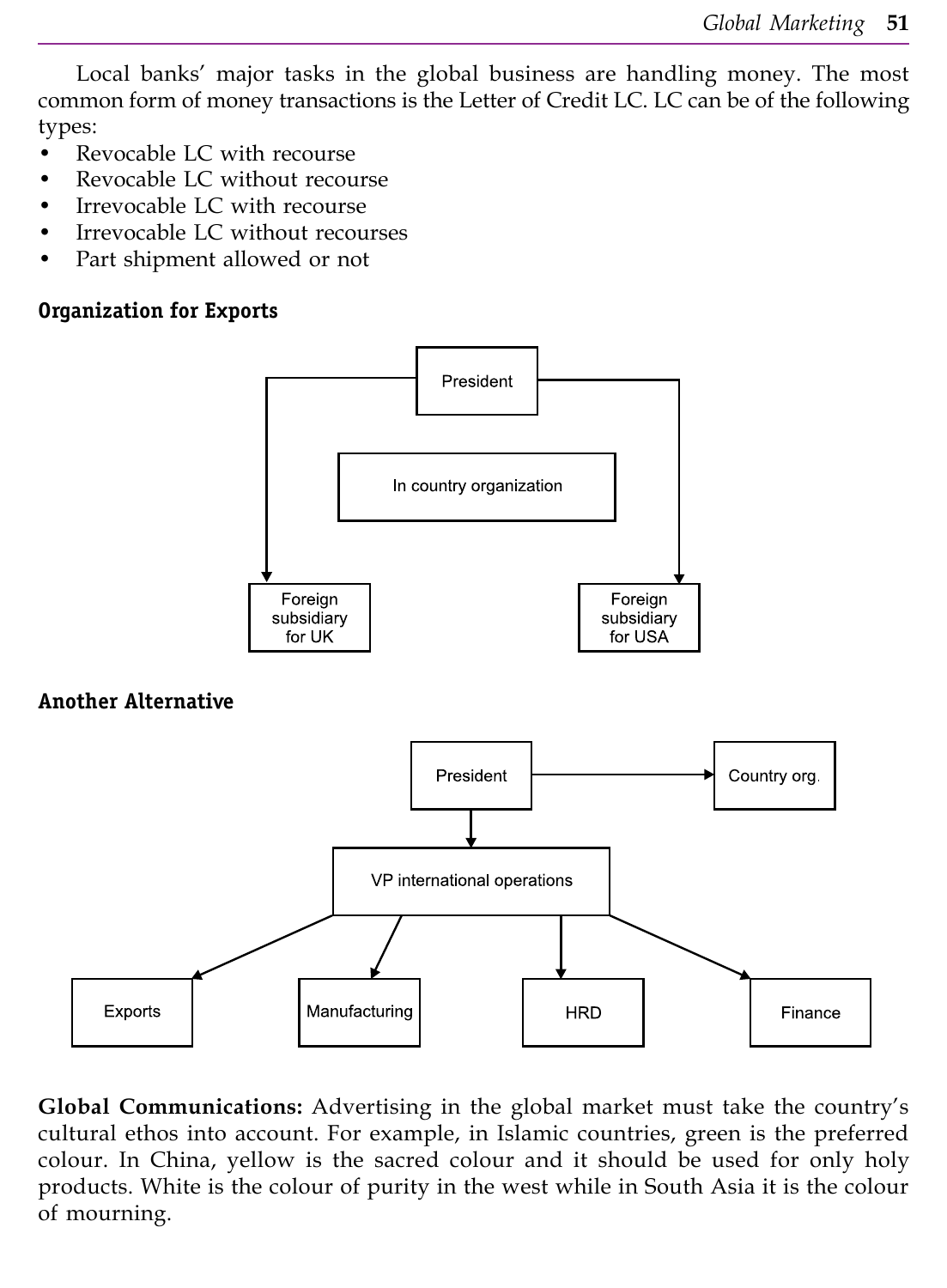Local banks' major tasks in the global business are handling money. The most common form of money transactions is the Letter of Credit LC. LC can be of the following types:

- Revocable LC with recourse
- Revocable LC without recourse
- Irrevocable LC with recourse
- Irrevocable LC without recourses
- Part shipment allowed or not

**Organization for Exports**

President

In country organization

Foreign subsidiary for UK

Foreign subsidiary for USA

**Another Alternative**

President

Country org.

VP international operations

Exports

Manufacturing

HRD

Finance

**Global Communications:** Advertising in the global market must take the country's cultural ethos into account. For example, in Islamic countries, green is the preferred colour. In China, yellow is the sacred colour and it should be used for only holy products. White is the colour of purity in the west while in South Asia it is the colour of mourning.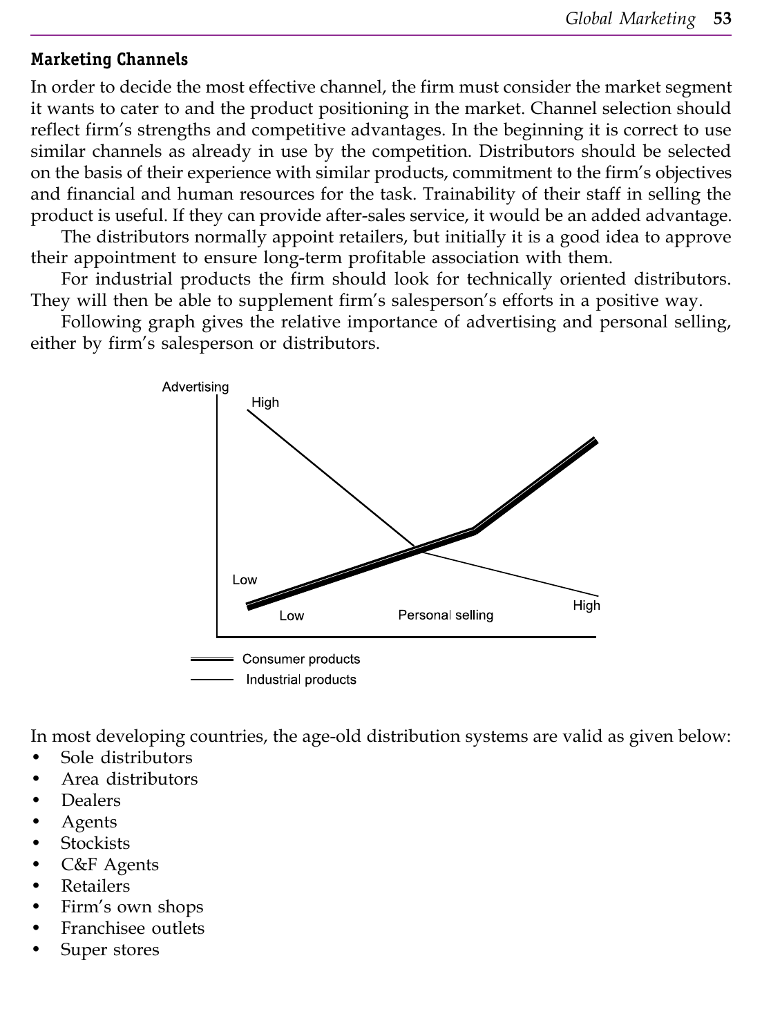## Marketing Channels

In order to decide the most effective channel, the firm must consider the market segment it wants to cater to and the product positioning in the market. Channel selection should reflect firm's strengths and competitive advantages. In the beginning it is correct to use similar channels as already in use by the competition. Distributors should be selected on the basis of their experience with similar products, commitment to the firm's objectives and financial and human resources for the task. Trainability of their staff in selling the product is useful. If they can provide after-sales service, it would be an added advantage.

The distributors normally appoint retailers, but initially it is a good idea to approve their appointment to ensure long-term profitable association with them.

For industrial products the firm should look for technically oriented distributors. They will then be able to supplement firm's salesperson's efforts in a positive way.

Following graph gives the relative importance of advertising and personal selling, either by firm's salesperson or distributors.

Advertising

High

Low

Low — Personal selling — High

Consumer products

Industrial products

In most developing countries, the age-old distribution systems are valid as given below:

- Sole distributors
- Area distributors
- Dealers
- Agents
- Stockists
- C&F Agents
- Retailers
- Firm's own shops
- Franchisee outlets
- Super stores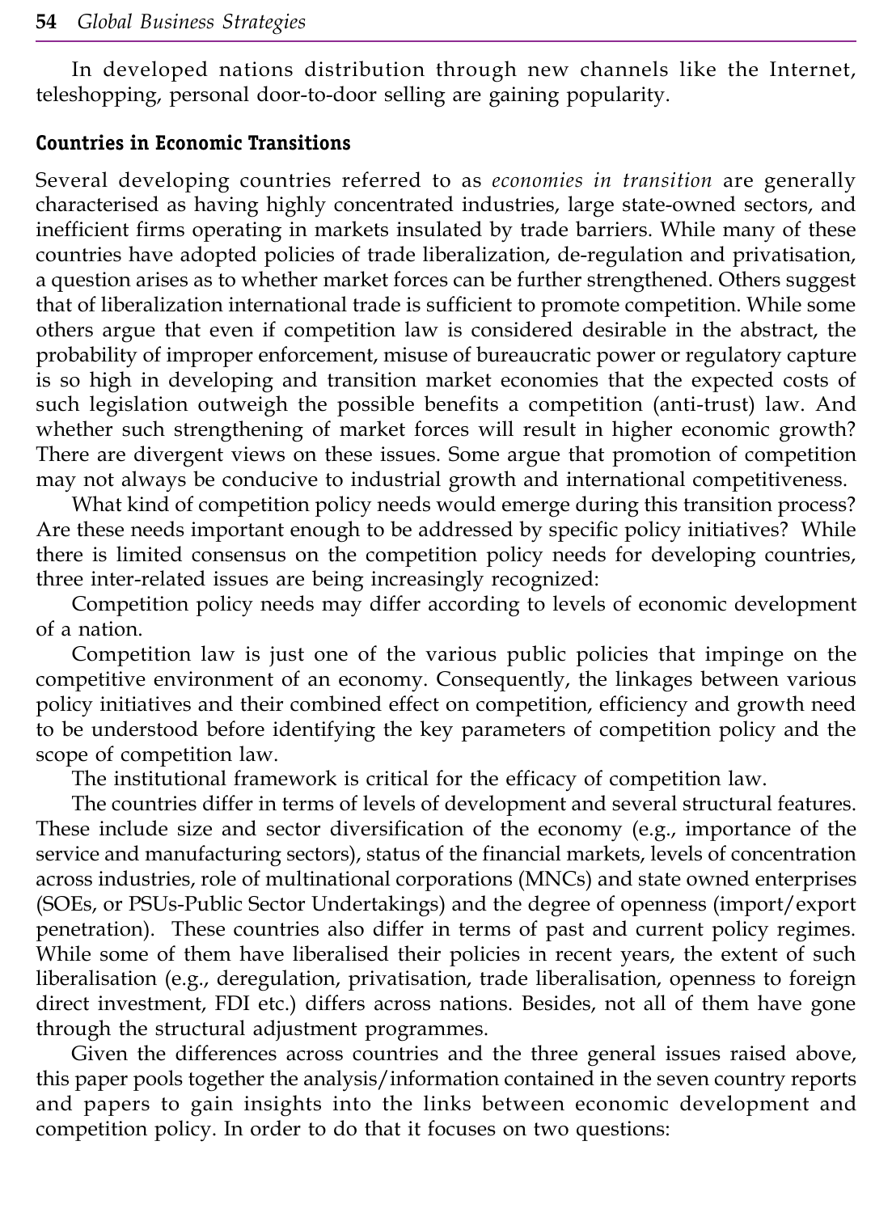In developed nations distribution through new channels like the Internet, teleshopping, personal door-to-door selling are gaining popularity.

### Countries in Economic Transitions

Several developing countries referred to as *economies in transition* are generally characterised as having highly concentrated industries, large state-owned sectors, and inefficient firms operating in markets insulated by trade barriers. While many of these countries have adopted policies of trade liberalization, de-regulation and privatisation, a question arises as to whether market forces can be further strengthened. Others suggest that of liberalization international trade is sufficient to promote competition. While some others argue that even if competition law is considered desirable in the abstract, the probability of improper enforcement, misuse of bureaucratic power or regulatory capture is so high in developing and transition market economies that the expected costs of such legislation outweigh the possible benefits a competition (anti-trust) law. And whether such strengthening of market forces will result in higher economic growth? There are divergent views on these issues. Some argue that promotion of competition may not always be conducive to industrial growth and international competitiveness.

What kind of competition policy needs would emerge during this transition process? Are these needs important enough to be addressed by specific policy initiatives? While there is limited consensus on the competition policy needs for developing countries, three inter-related issues are being increasingly recognized:

Competition policy needs may differ according to levels of economic development of a nation.

Competition law is just one of the various public policies that impinge on the competitive environment of an economy. Consequently, the linkages between various policy initiatives and their combined effect on competition, efficiency and growth need to be understood before identifying the key parameters of competition policy and the scope of competition law.

The institutional framework is critical for the efficacy of competition law.

The countries differ in terms of levels of development and several structural features. These include size and sector diversification of the economy (e.g., importance of the service and manufacturing sectors), status of the financial markets, levels of concentration across industries, role of multinational corporations (MNCs) and state owned enterprises (SOEs, or PSUs-Public Sector Undertakings) and the degree of openness (import/export penetration). These countries also differ in terms of past and current policy regimes. While some of them have liberalised their policies in recent years, the extent of such liberalisation (e.g., deregulation, privatisation, trade liberalisation, openness to foreign direct investment, FDI etc.) differs across nations. Besides, not all of them have gone through the structural adjustment programmes.

Given the differences across countries and the three general issues raised above, this paper pools together the analysis/information contained in the seven country reports and papers to gain insights into the links between economic development and competition policy. In order to do that it focuses on two questions: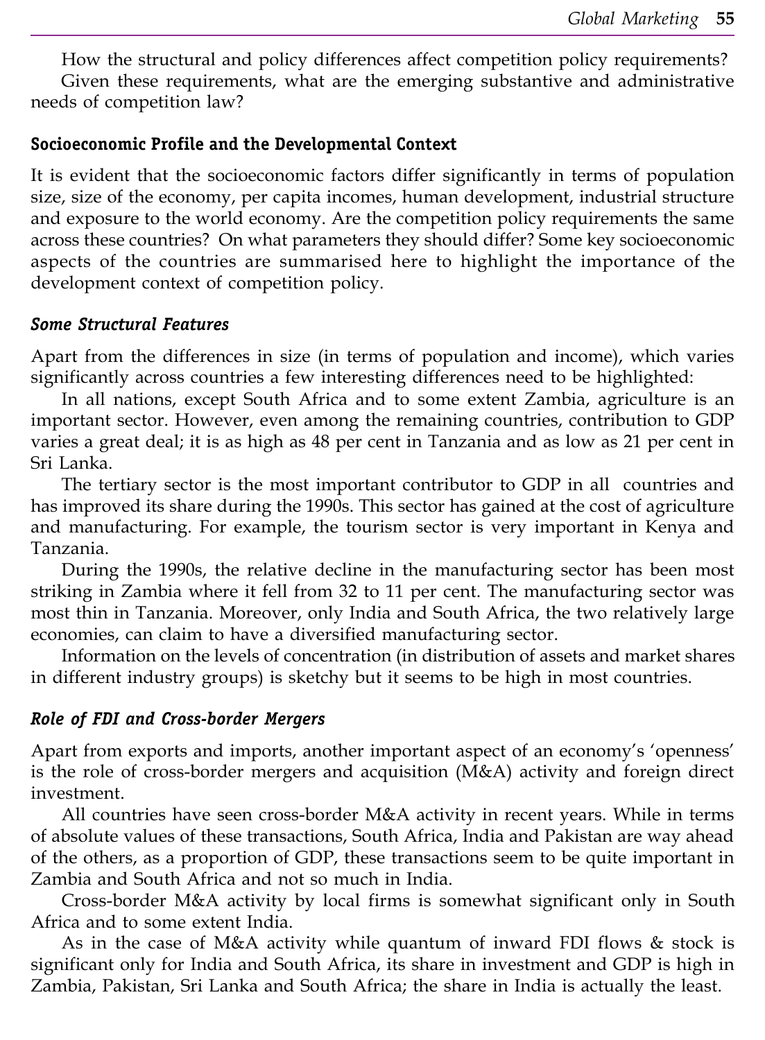How the structural and policy differences affect competition policy requirements?

Given these requirements, what are the emerging substantive and administrative needs of competition law?

## Socioeconomic Profile and the Developmental Context

It is evident that the socioeconomic factors differ significantly in terms of population size, size of the economy, per capita incomes, human development, industrial structure and exposure to the world economy. Are the competition policy requirements the same across these countries? On what parameters they should differ? Some key socioeconomic aspects of the countries are summarised here to highlight the importance of the development context of competition policy.

### *Some Structural Features*

Apart from the differences in size (in terms of population and income), which varies significantly across countries a few interesting differences need to be highlighted:

In all nations, except South Africa and to some extent Zambia, agriculture is an important sector. However, even among the remaining countries, contribution to GDP varies a great deal; it is as high as 48 per cent in Tanzania and as low as 21 per cent in Sri Lanka.

The tertiary sector is the most important contributor to GDP in all countries and has improved its share during the 1990s. This sector has gained at the cost of agriculture and manufacturing. For example, the tourism sector is very important in Kenya and Tanzania.

During the 1990s, the relative decline in the manufacturing sector has been most striking in Zambia where it fell from 32 to 11 per cent. The manufacturing sector was most thin in Tanzania. Moreover, only India and South Africa, the two relatively large economies, can claim to have a diversified manufacturing sector.

Information on the levels of concentration (in distribution of assets and market shares in different industry groups) is sketchy but it seems to be high in most countries.

### *Role of FDI and Cross-border Mergers*

Apart from exports and imports, another important aspect of an economy's 'openness' is the role of cross-border mergers and acquisition (M&A) activity and foreign direct investment.

All countries have seen cross-border M&A activity in recent years. While in terms of absolute values of these transactions, South Africa, India and Pakistan are way ahead of the others, as a proportion of GDP, these transactions seem to be quite important in Zambia and South Africa and not so much in India.

Cross-border M&A activity by local firms is somewhat significant only in South Africa and to some extent India.

As in the case of M&A activity while quantum of inward FDI flows & stock is significant only for India and South Africa, its share in investment and GDP is high in Zambia, Pakistan, Sri Lanka and South Africa; the share in India is actually the least.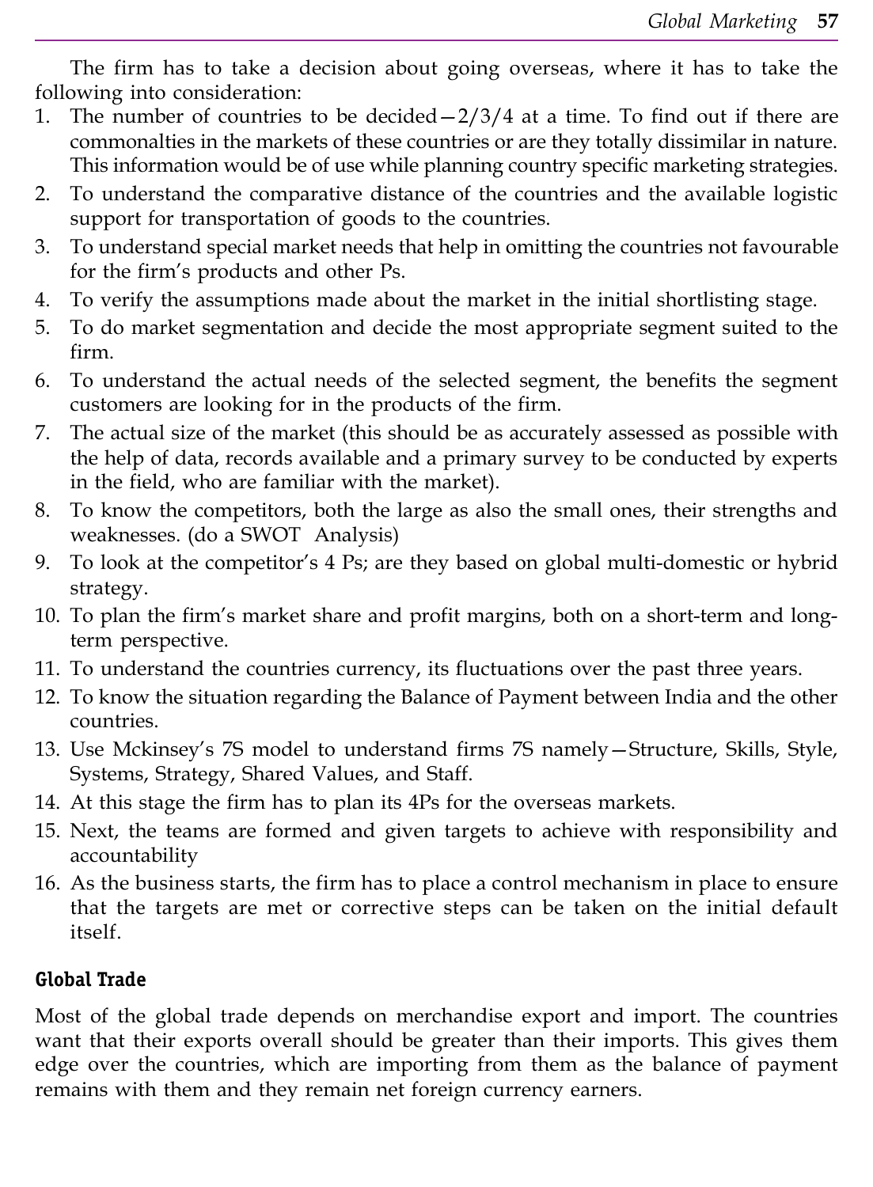The firm has to take a decision about going overseas, where it has to take the following into consideration:

1. The number of countries to be decided—2/3/4 at a time. To find out if there are commonalties in the markets of these countries or are they totally dissimilar in nature. This information would be of use while planning country specific marketing strategies.
2. To understand the comparative distance of the countries and the available logistic support for transportation of goods to the countries.
3. To understand special market needs that help in omitting the countries not favourable for the firm's products and other Ps.
4. To verify the assumptions made about the market in the initial shortlisting stage.
5. To do market segmentation and decide the most appropriate segment suited to the firm.
6. To understand the actual needs of the selected segment, the benefits the segment customers are looking for in the products of the firm.
7. The actual size of the market (this should be as accurately assessed as possible with the help of data, records available and a primary survey to be conducted by experts in the field, who are familiar with the market).
8. To know the competitors, both the large as also the small ones, their strengths and weaknesses. (do a SWOT Analysis)
9. To look at the competitor's 4 Ps; are they based on global multi-domestic or hybrid strategy.
10. To plan the firm's market share and profit margins, both on a short-term and long-term perspective.
11. To understand the countries currency, its fluctuations over the past three years.
12. To know the situation regarding the Balance of Payment between India and the other countries.
13. Use Mckinsey's 7S model to understand firms 7S namely—Structure, Skills, Style, Systems, Strategy, Shared Values, and Staff.
14. At this stage the firm has to plan its 4Ps for the overseas markets.
15. Next, the teams are formed and given targets to achieve with responsibility and accountability
16. As the business starts, the firm has to place a control mechanism in place to ensure that the targets are met or corrective steps can be taken on the initial default itself.

## Global Trade

Most of the global trade depends on merchandise export and import. The countries want that their exports overall should be greater than their imports. This gives them edge over the countries, which are importing from them as the balance of payment remains with them and they remain net foreign currency earners.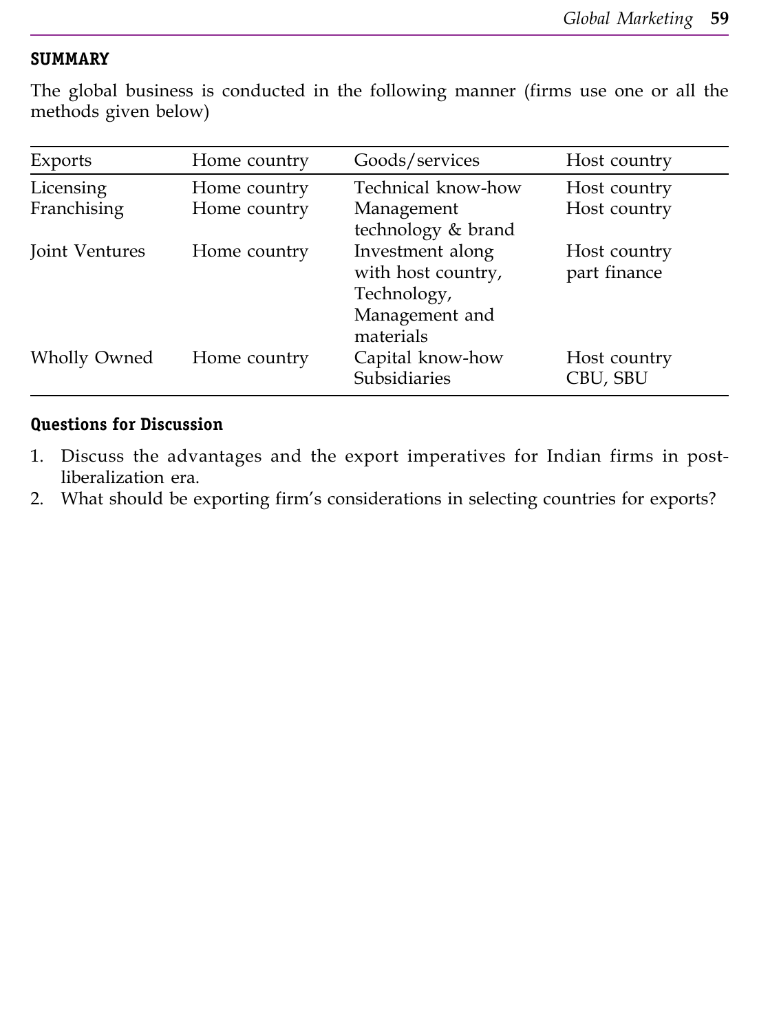## SUMMARY

The global business is conducted in the following manner (firms use one or all the methods given below)

| Exports | Home country | Goods/services | Host country |
|---|---|---|---|
| Licensing | Home country | Technical know-how | Host country |
| Franchising | Home country | Management technology & brand | Host country |
| Joint Ventures | Home country | Investment along with host country, Technology, Management and materials | Host country part finance |
| Wholly Owned | Home country | Capital know-how Subsidiaries | Host country CBU, SBU |

### Questions for Discussion

1. Discuss the advantages and the export imperatives for Indian firms in post-liberalization era.
2. What should be exporting firm's considerations in selecting countries for exports?